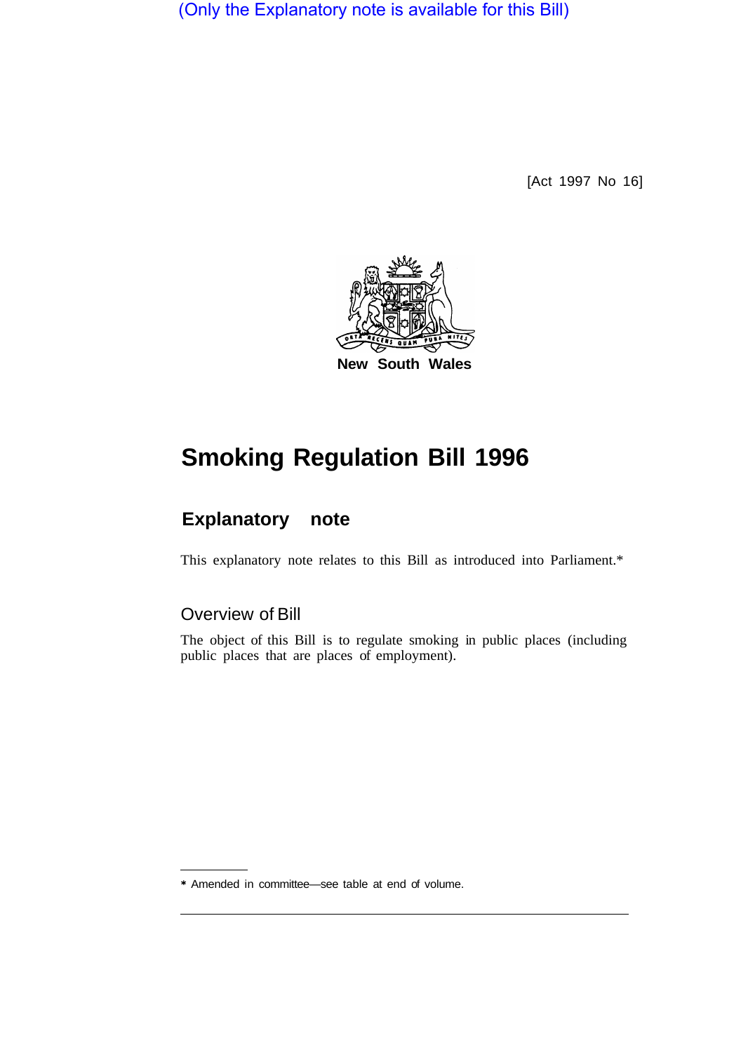(Only the Explanatory note is available for this Bill)

[Act 1997 No 16]

New South Wales

# Smoking Regulation Bill 1996

## Explanatory note

This explanatory note relates to this Bill as introduced into Parliament.*

### Overview of Bill

The object of this Bill is to regulate smoking in public places (including public places that are places of employment).

* Amended in committee—see table at end of volume.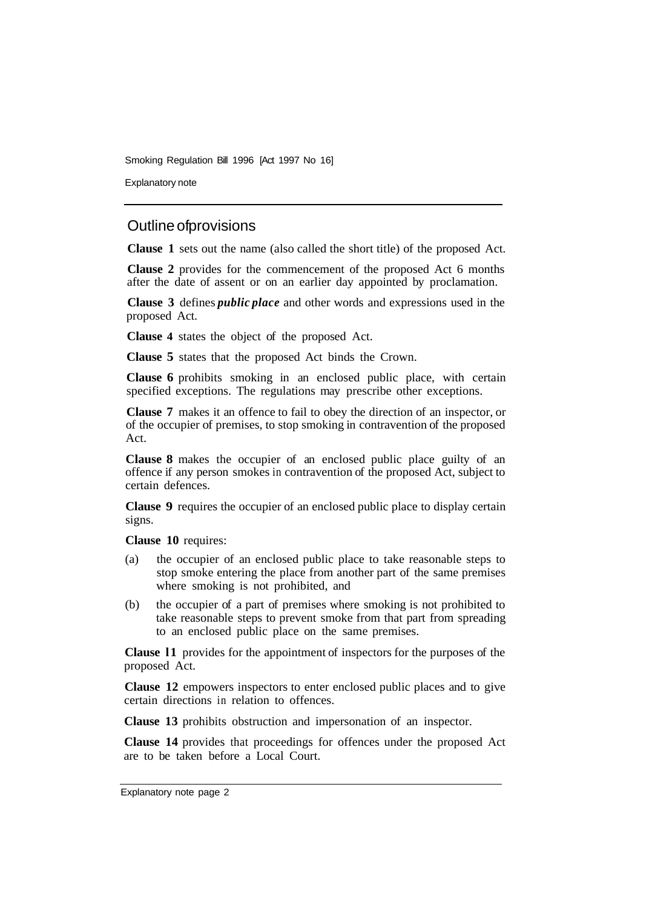## Outline of provisions

**Clause 1** sets out the name (also called the short title) of the proposed Act.

**Clause 2** provides for the commencement of the proposed Act 6 months after the date of assent or on an earlier day appointed by proclamation.

**Clause 3** defines ***public place*** and other words and expressions used in the proposed Act.

**Clause 4** states the object of the proposed Act.

**Clause 5** states that the proposed Act binds the Crown.

**Clause 6** prohibits smoking in an enclosed public place, with certain specified exceptions. The regulations may prescribe other exceptions.

**Clause 7** makes it an offence to fail to obey the direction of an inspector, or of the occupier of premises, to stop smoking in contravention of the proposed Act.

**Clause 8** makes the occupier of an enclosed public place guilty of an offence if any person smokes in contravention of the proposed Act, subject to certain defences.

**Clause 9** requires the occupier of an enclosed public place to display certain signs.

**Clause 10** requires:

(a) the occupier of an enclosed public place to take reasonable steps to stop smoke entering the place from another part of the same premises where smoking is not prohibited, and

(b) the occupier of a part of premises where smoking is not prohibited to take reasonable steps to prevent smoke from that part from spreading to an enclosed public place on the same premises.

**Clause 11** provides for the appointment of inspectors for the purposes of the proposed Act.

**Clause 12** empowers inspectors to enter enclosed public places and to give certain directions in relation to offences.

**Clause 13** prohibits obstruction and impersonation of an inspector.

**Clause 14** provides that proceedings for offences under the proposed Act are to be taken before a Local Court.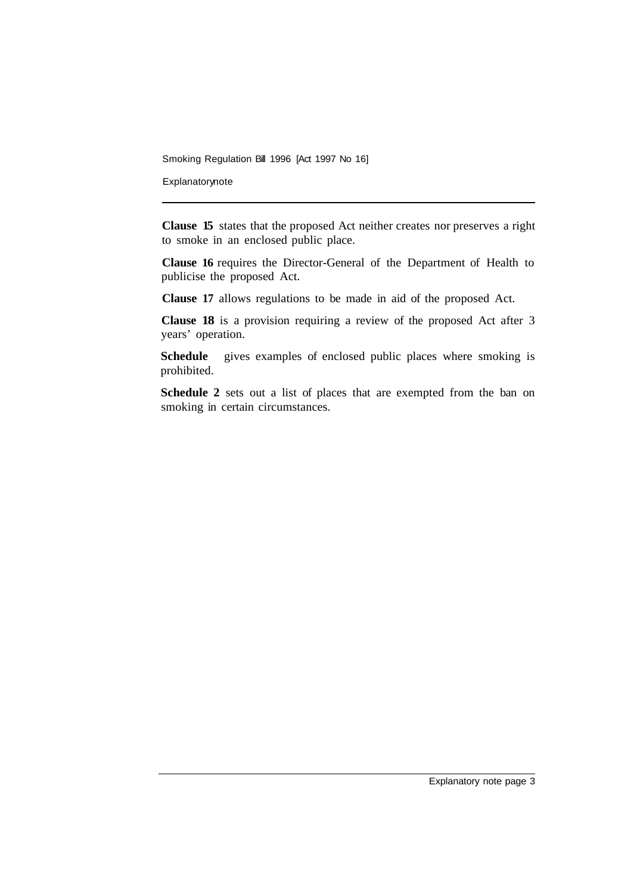**Clause 15** states that the proposed Act neither creates nor preserves a right to smoke in an enclosed public place.

**Clause 16** requires the Director-General of the Department of Health to publicise the proposed Act.

**Clause 17** allows regulations to be made in aid of the proposed Act.

**Clause 18** is a provision requiring a review of the proposed Act after 3 years' operation.

**Schedule** gives examples of enclosed public places where smoking is prohibited.

**Schedule 2** sets out a list of places that are exempted from the ban on smoking in certain circumstances.